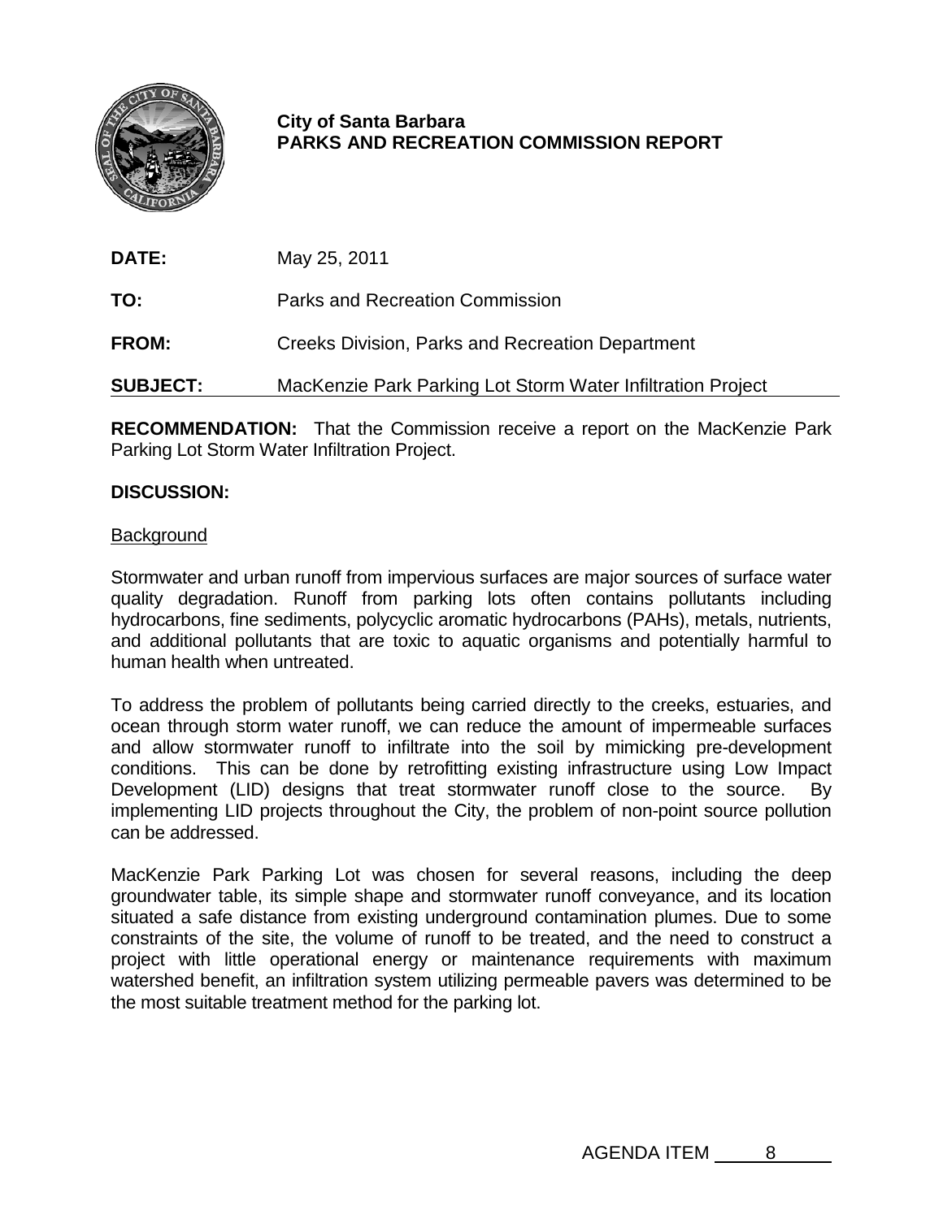**City of Santa Barbara**
**PARKS AND RECREATION COMMISSION REPORT**

**DATE:** May 25, 2011

**TO:** Parks and Recreation Commission

**FROM:** Creeks Division, Parks and Recreation Department

**SUBJECT:** MacKenzie Park Parking Lot Storm Water Infiltration Project

**RECOMMENDATION:** That the Commission receive a report on the MacKenzie Park Parking Lot Storm Water Infiltration Project.

**DISCUSSION:**

Background

Stormwater and urban runoff from impervious surfaces are major sources of surface water quality degradation. Runoff from parking lots often contains pollutants including hydrocarbons, fine sediments, polycyclic aromatic hydrocarbons (PAHs), metals, nutrients, and additional pollutants that are toxic to aquatic organisms and potentially harmful to human health when untreated.

To address the problem of pollutants being carried directly to the creeks, estuaries, and ocean through storm water runoff, we can reduce the amount of impermeable surfaces and allow stormwater runoff to infiltrate into the soil by mimicking pre-development conditions. This can be done by retrofitting existing infrastructure using Low Impact Development (LID) designs that treat stormwater runoff close to the source. By implementing LID projects throughout the City, the problem of non-point source pollution can be addressed.

MacKenzie Park Parking Lot was chosen for several reasons, including the deep groundwater table, its simple shape and stormwater runoff conveyance, and its location situated a safe distance from existing underground contamination plumes. Due to some constraints of the site, the volume of runoff to be treated, and the need to construct a project with little operational energy or maintenance requirements with maximum watershed benefit, an infiltration system utilizing permeable pavers was determined to be the most suitable treatment method for the parking lot.

AGENDA ITEM 8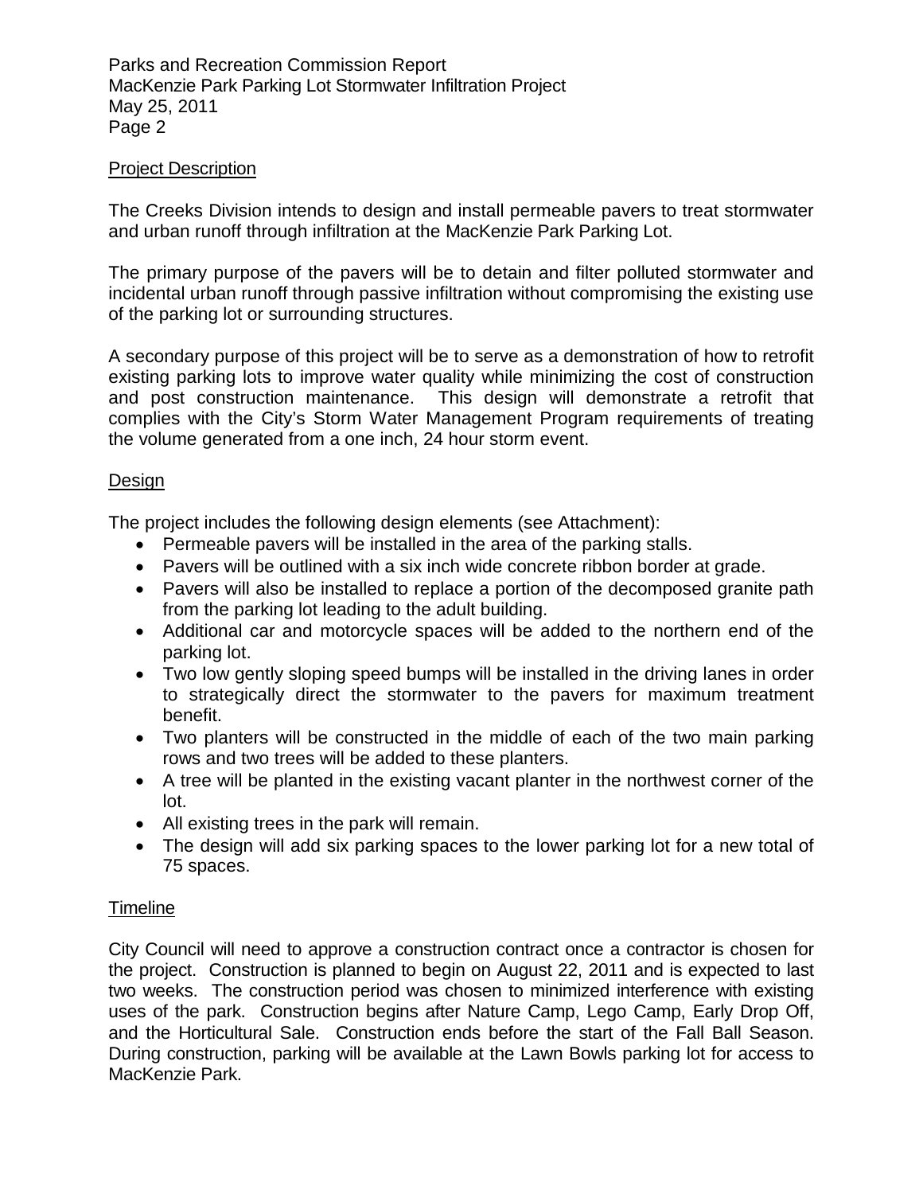## Project Description

The Creeks Division intends to design and install permeable pavers to treat stormwater and urban runoff through infiltration at the MacKenzie Park Parking Lot.

The primary purpose of the pavers will be to detain and filter polluted stormwater and incidental urban runoff through passive infiltration without compromising the existing use of the parking lot or surrounding structures.

A secondary purpose of this project will be to serve as a demonstration of how to retrofit existing parking lots to improve water quality while minimizing the cost of construction and post construction maintenance. This design will demonstrate a retrofit that complies with the City's Storm Water Management Program requirements of treating the volume generated from a one inch, 24 hour storm event.

## Design

The project includes the following design elements (see Attachment):

- Permeable pavers will be installed in the area of the parking stalls.
- Pavers will be outlined with a six inch wide concrete ribbon border at grade.
- Pavers will also be installed to replace a portion of the decomposed granite path from the parking lot leading to the adult building.
- Additional car and motorcycle spaces will be added to the northern end of the parking lot.
- Two low gently sloping speed bumps will be installed in the driving lanes in order to strategically direct the stormwater to the pavers for maximum treatment benefit.
- Two planters will be constructed in the middle of each of the two main parking rows and two trees will be added to these planters.
- A tree will be planted in the existing vacant planter in the northwest corner of the lot.
- All existing trees in the park will remain.
- The design will add six parking spaces to the lower parking lot for a new total of 75 spaces.

## Timeline

City Council will need to approve a construction contract once a contractor is chosen for the project. Construction is planned to begin on August 22, 2011 and is expected to last two weeks. The construction period was chosen to minimized interference with existing uses of the park. Construction begins after Nature Camp, Lego Camp, Early Drop Off, and the Horticultural Sale. Construction ends before the start of the Fall Ball Season. During construction, parking will be available at the Lawn Bowls parking lot for access to MacKenzie Park.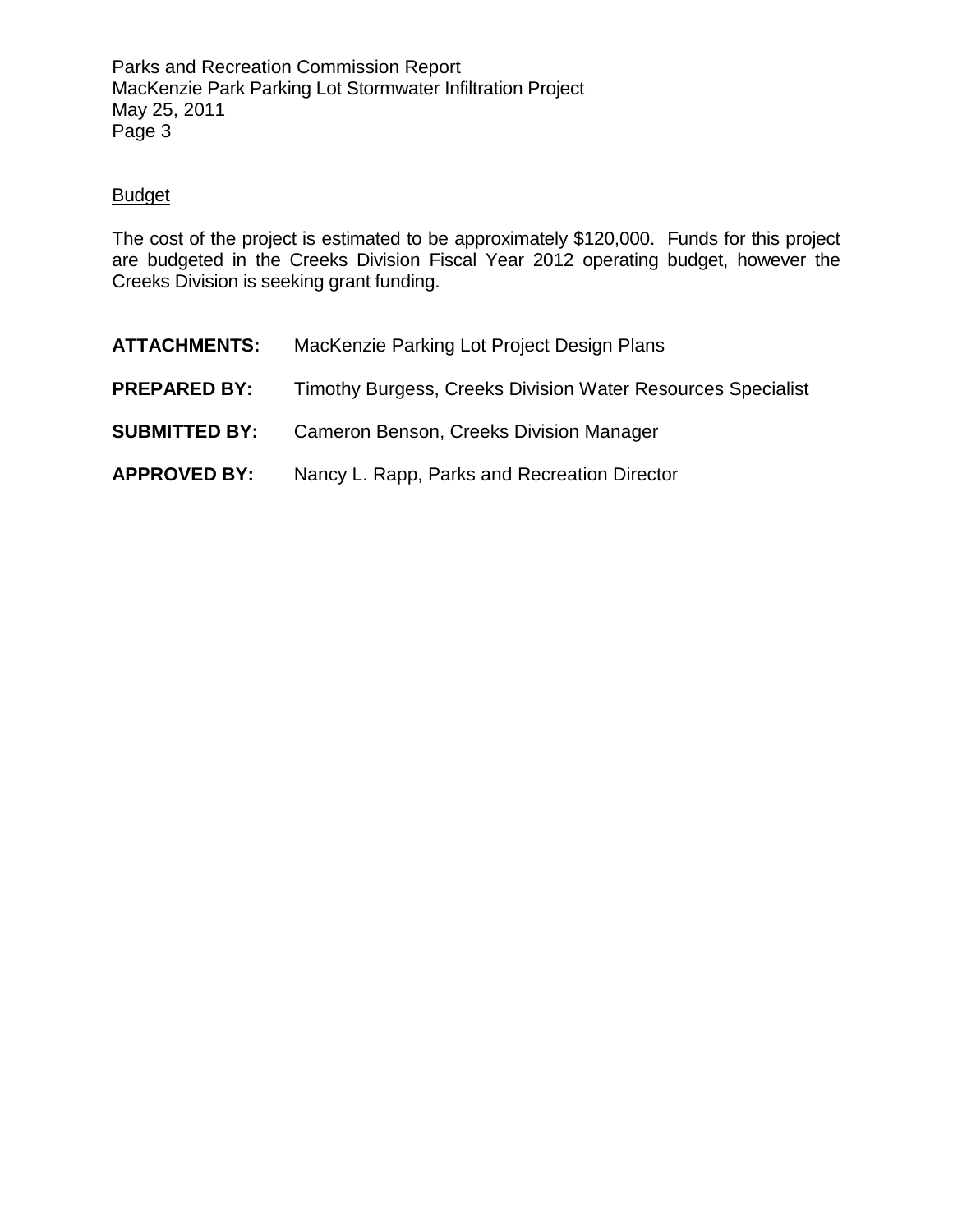Budget

The cost of the project is estimated to be approximately $120,000. Funds for this project are budgeted in the Creeks Division Fiscal Year 2012 operating budget, however the Creeks Division is seeking grant funding.

**ATTACHMENTS:** MacKenzie Parking Lot Project Design Plans

**PREPARED BY:** Timothy Burgess, Creeks Division Water Resources Specialist

**SUBMITTED BY:** Cameron Benson, Creeks Division Manager

**APPROVED BY:** Nancy L. Rapp, Parks and Recreation Director